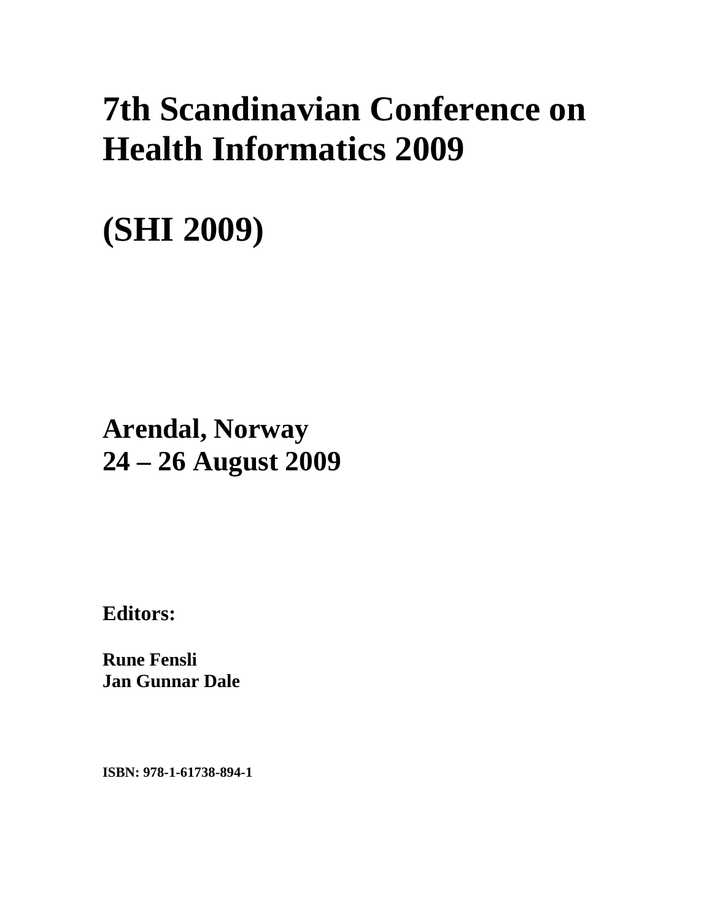# 7th Scandinavian Conference on Health Informatics 2009

# (SHI 2009)

## Arendal, Norway
## 24 – 26 August 2009

**Editors:**

**Rune Fensli**
**Jan Gunnar Dale**

**ISBN: 978-1-61738-894-1**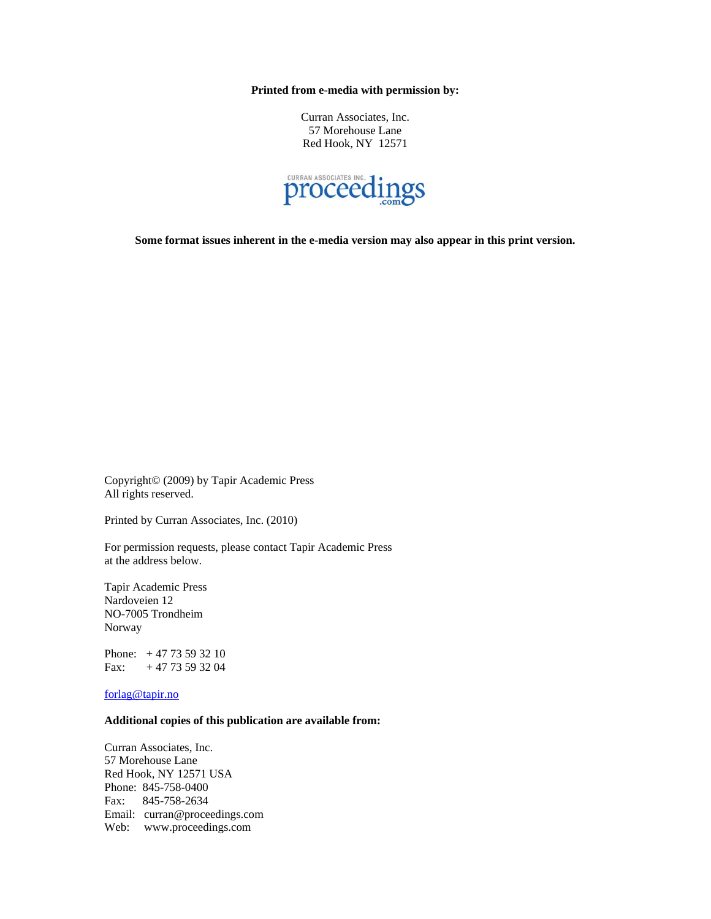**Printed from e-media with permission by:**

Curran Associates, Inc.
57 Morehouse Lane
Red Hook, NY 12571

CURRAN ASSOCIATES INC. proceedings.com

**Some format issues inherent in the e-media version may also appear in this print version.**

Copyright© (2009) by Tapir Academic Press
All rights reserved.

Printed by Curran Associates, Inc. (2010)

For permission requests, please contact Tapir Academic Press
at the address below.

Tapir Academic Press
Nardoveien 12
NO-7005 Trondheim
Norway

Phone: + 47 73 59 32 10
Fax: + 47 73 59 32 04

forlag@tapir.no

**Additional copies of this publication are available from:**

Curran Associates, Inc.
57 Morehouse Lane
Red Hook, NY 12571 USA
Phone: 845-758-0400
Fax: 845-758-2634
Email: curran@proceedings.com
Web: www.proceedings.com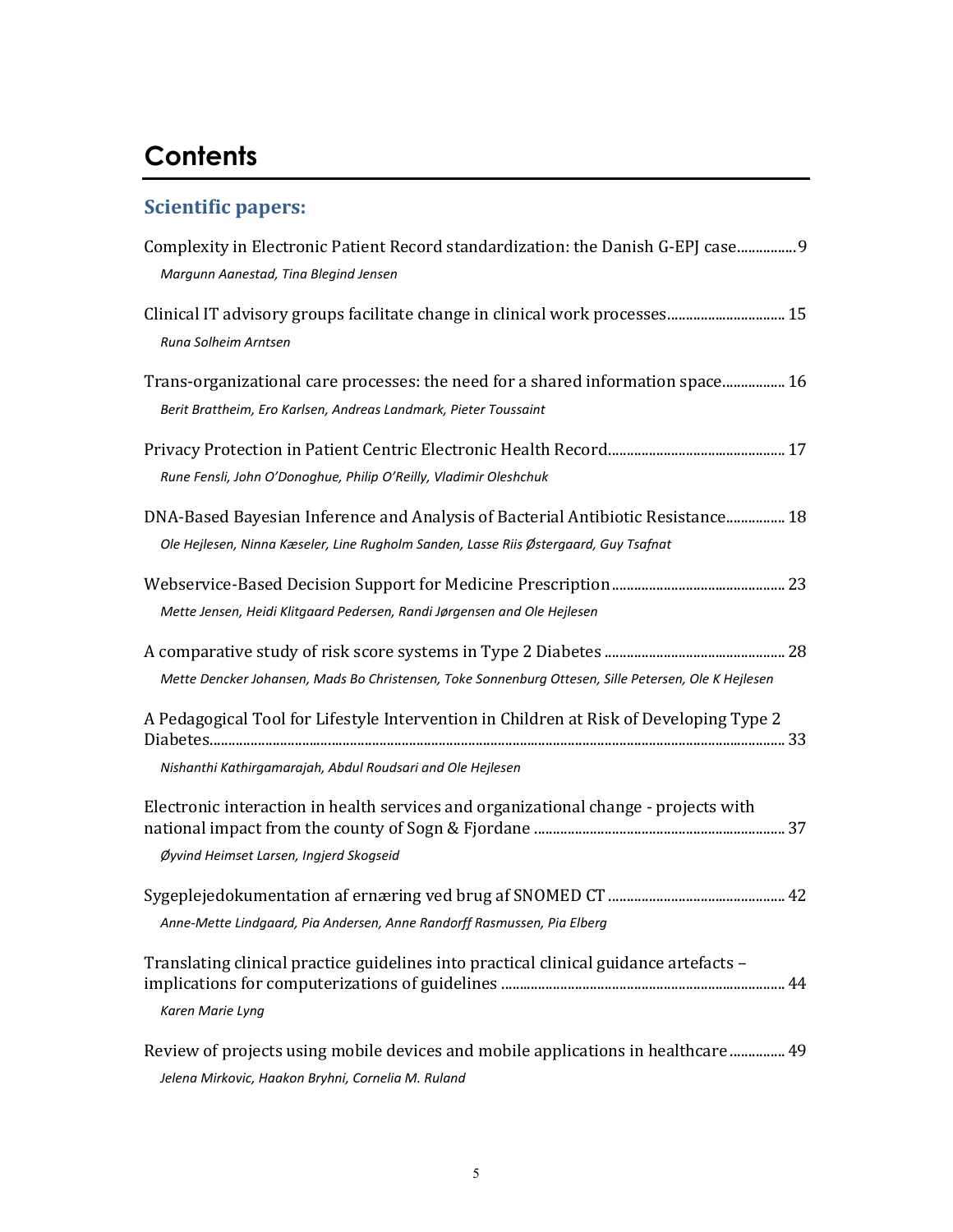# Contents

## Scientific papers:

Complexity in Electronic Patient Record standardization: the Danish G-EPJ case................ 9
*Margunn Aanestad, Tina Blegind Jensen*

Clinical IT advisory groups facilitate change in clinical work processes............................... 15
*Runa Solheim Arntsen*

Trans-organizational care processes: the need for a shared information space................. 16
*Berit Brattheim, Ero Karlsen, Andreas Landmark, Pieter Toussaint*

Privacy Protection in Patient Centric Electronic Health Record............................................... 17
*Rune Fensli, John O'Donoghue, Philip O'Reilly, Vladimir Oleshchuk*

DNA-Based Bayesian Inference and Analysis of Bacterial Antibiotic Resistance................ 18
*Ole Hejlesen, Ninna Kæseler, Line Rugholm Sanden, Lasse Riis Østergaard, Guy Tsafnat*

Webservice-Based Decision Support for Medicine Prescription.............................................. 23
*Mette Jensen, Heidi Klitgaard Pedersen, Randi Jørgensen and Ole Hejlesen*

A comparative study of risk score systems in Type 2 Diabetes ................................................ 28
*Mette Dencker Johansen, Mads Bo Christensen, Toke Sonnenburg Ottesen, Sille Petersen, Ole K Hejlesen*

A Pedagogical Tool for Lifestyle Intervention in Children at Risk of Developing Type 2 Diabetes.......................................................................................................................................... 33
*Nishanthi Kathirgamarajah, Abdul Roudsari and Ole Hejlesen*

Electronic interaction in health services and organizational change - projects with national impact from the county of Sogn & Fjordane ................................................................... 37
*Øyvind Heimset Larsen, Ingjerd Skogseid*

Sygeplejedokumentation af ernæring ved brug af SNOMED CT ............................................... 42
*Anne-Mette Lindgaard, Pia Andersen, Anne Randorff Rasmussen, Pia Elberg*

Translating clinical practice guidelines into practical clinical guidance artefacts – implications for computerizations of guidelines ........................................................................... 44
*Karen Marie Lyng*

Review of projects using mobile devices and mobile applications in healthcare .............. 49
*Jelena Mirkovic, Haakon Bryhni, Cornelia M. Ruland*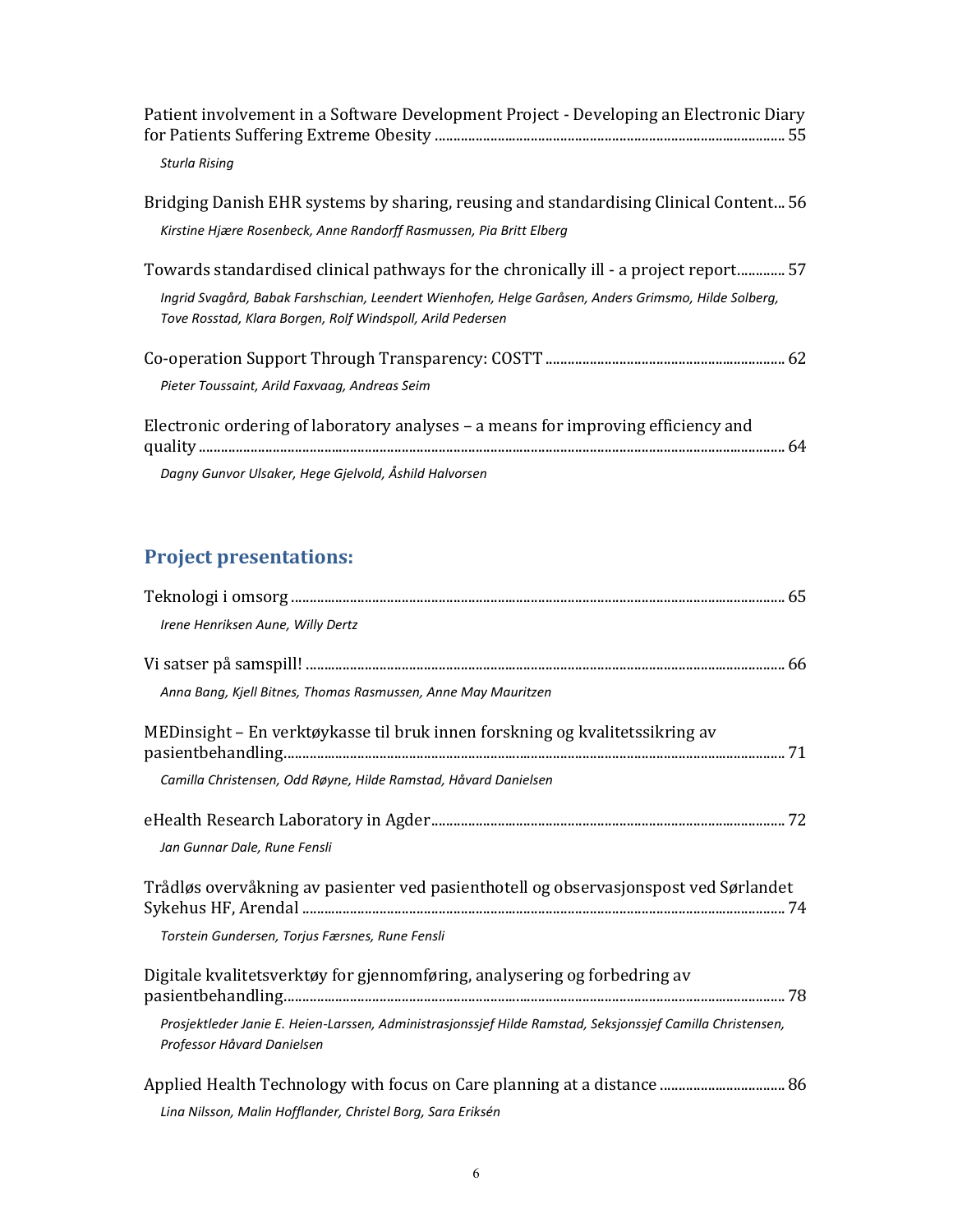Patient involvement in a Software Development Project - Developing an Electronic Diary for Patients Suffering Extreme Obesity ... 55

*Sturla Rising*

Bridging Danish EHR systems by sharing, reusing and standardising Clinical Content... 56

*Kirstine Hjære Rosenbeck, Anne Randorff Rasmussen, Pia Britt Elberg*

Towards standardised clinical pathways for the chronically ill - a project report... 57

*Ingrid Svagård, Babak Farshschian, Leendert Wienhofen, Helge Garåsen, Anders Grimsmo, Hilde Solberg, Tove Rosstad, Klara Borgen, Rolf Windspoll, Arild Pedersen*

Co-operation Support Through Transparency: COSTT ... 62

*Pieter Toussaint, Arild Faxvaag, Andreas Seim*

Electronic ordering of laboratory analyses – a means for improving efficiency and quality ... 64

*Dagny Gunvor Ulsaker, Hege Gjelvold, Åshild Halvorsen*

## Project presentations:

Teknologi i omsorg ... 65

*Irene Henriksen Aune, Willy Dertz*

Vi satser på samspill! ... 66

*Anna Bang, Kjell Bitnes, Thomas Rasmussen, Anne May Mauritzen*

MEDinsight – En verktøykasse til bruk innen forskning og kvalitetssikring av pasientbehandling... 71

*Camilla Christensen, Odd Røyne, Hilde Ramstad, Håvard Danielsen*

eHealth Research Laboratory in Agder ... 72

*Jan Gunnar Dale, Rune Fensli*

Trådløs overvåkning av pasienter ved pasienthotell og observasjonspost ved Sørlandet Sykehus HF, Arendal ... 74

*Torstein Gundersen, Torjus Færsnes, Rune Fensli*

Digitale kvalitetsverktøy for gjennomføring, analysering og forbedring av pasientbehandling... 78

*Prosjektleder Janie E. Heien-Larssen, Administrasjonssjef Hilde Ramstad, Seksjonssjef Camilla Christensen, Professor Håvard Danielsen*

Applied Health Technology with focus on Care planning at a distance ... 86

*Lina Nilsson, Malin Hofflander, Christel Borg, Sara Eriksén*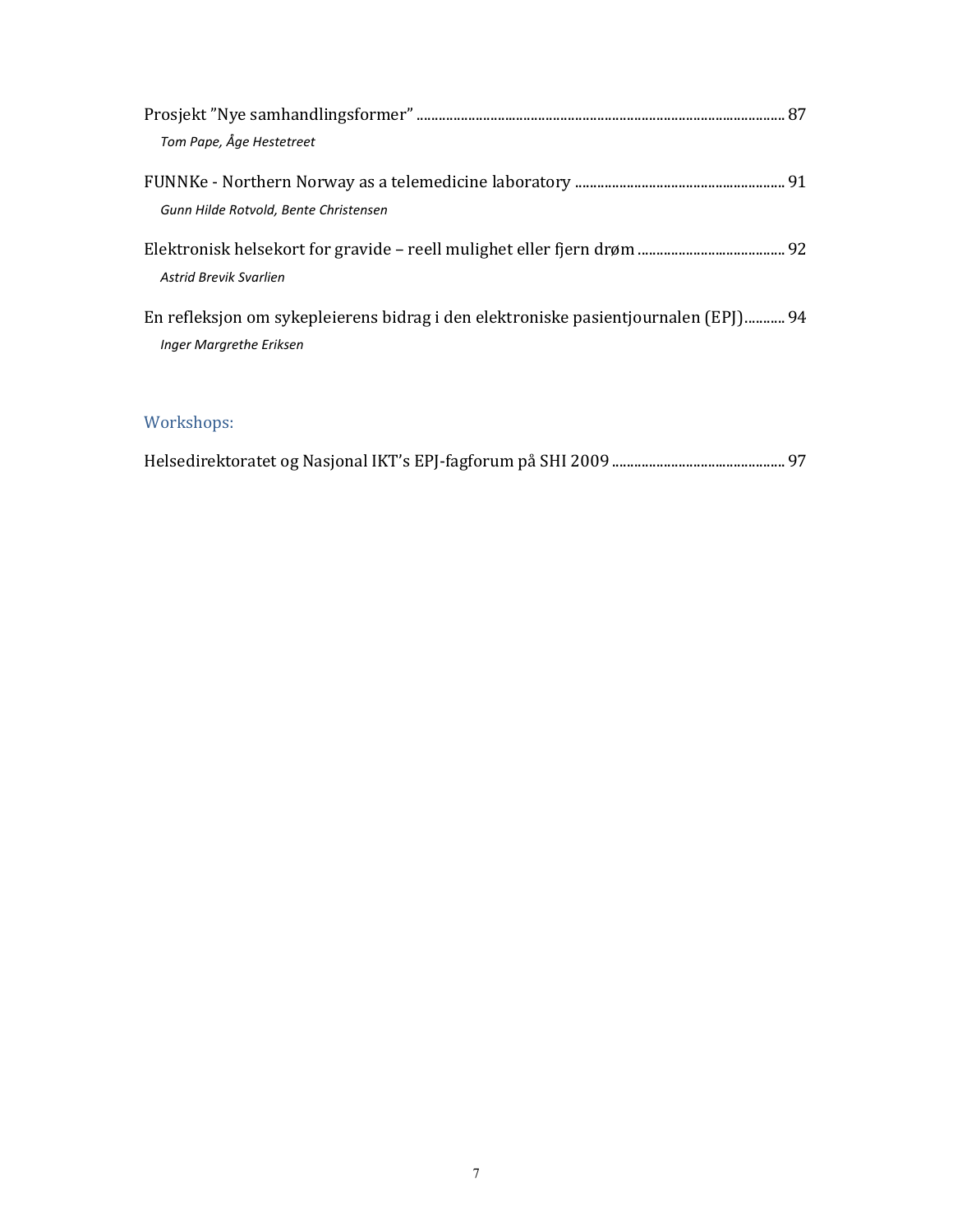Prosjekt ”Nye samhandlingsformer” ........................................................................................................ 87

*Tom Pape, Åge Hestetreet*

FUNNKe - Northern Norway as a telemedicine laboratory ........................................................ 91

*Gunn Hilde Rotvold, Bente Christensen*

Elektronisk helsekort for gravide – reell mulighet eller fjern drøm ....................................... 92

*Astrid Brevik Svarlien*

En refleksjon om sykepleierens bidrag i den elektroniske pasientjournalen (EPJ)........... 94

*Inger Margrethe Eriksen*

## Workshops:

Helsedirektoratet og Nasjonal IKT’s EPJ-fagforum på SHI 2009 ............................................... 97